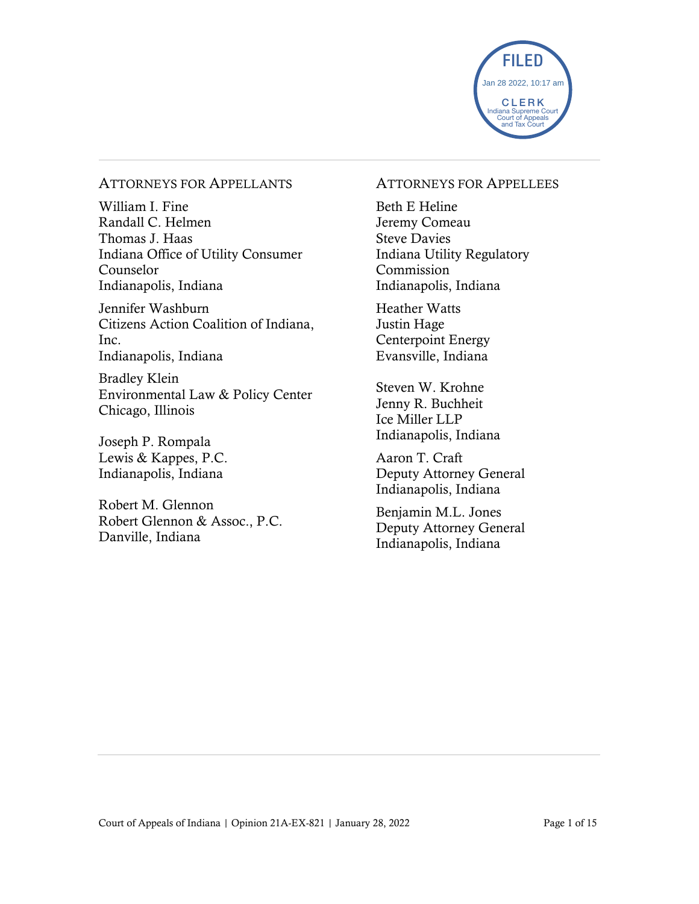FILED
Jan 28 2022, 10:17 am
CLERK
Indiana Supreme Court
Court of Appeals
and Tax Court

ATTORNEYS FOR APPELLANTS

William I. Fine
Randall C. Helmen
Thomas J. Haas
Indiana Office of Utility Consumer Counselor
Indianapolis, Indiana

Jennifer Washburn
Citizens Action Coalition of Indiana, Inc.
Indianapolis, Indiana

Bradley Klein
Environmental Law & Policy Center
Chicago, Illinois

Joseph P. Rompala
Lewis & Kappes, P.C.
Indianapolis, Indiana

Robert M. Glennon
Robert Glennon & Assoc., P.C.
Danville, Indiana

ATTORNEYS FOR APPELLEES

Beth E Heline
Jeremy Comeau
Steve Davies
Indiana Utility Regulatory Commission
Indianapolis, Indiana

Heather Watts
Justin Hage
Centerpoint Energy
Evansville, Indiana

Steven W. Krohne
Jenny R. Buchheit
Ice Miller LLP
Indianapolis, Indiana

Aaron T. Craft
Deputy Attorney General
Indianapolis, Indiana

Benjamin M.L. Jones
Deputy Attorney General
Indianapolis, Indiana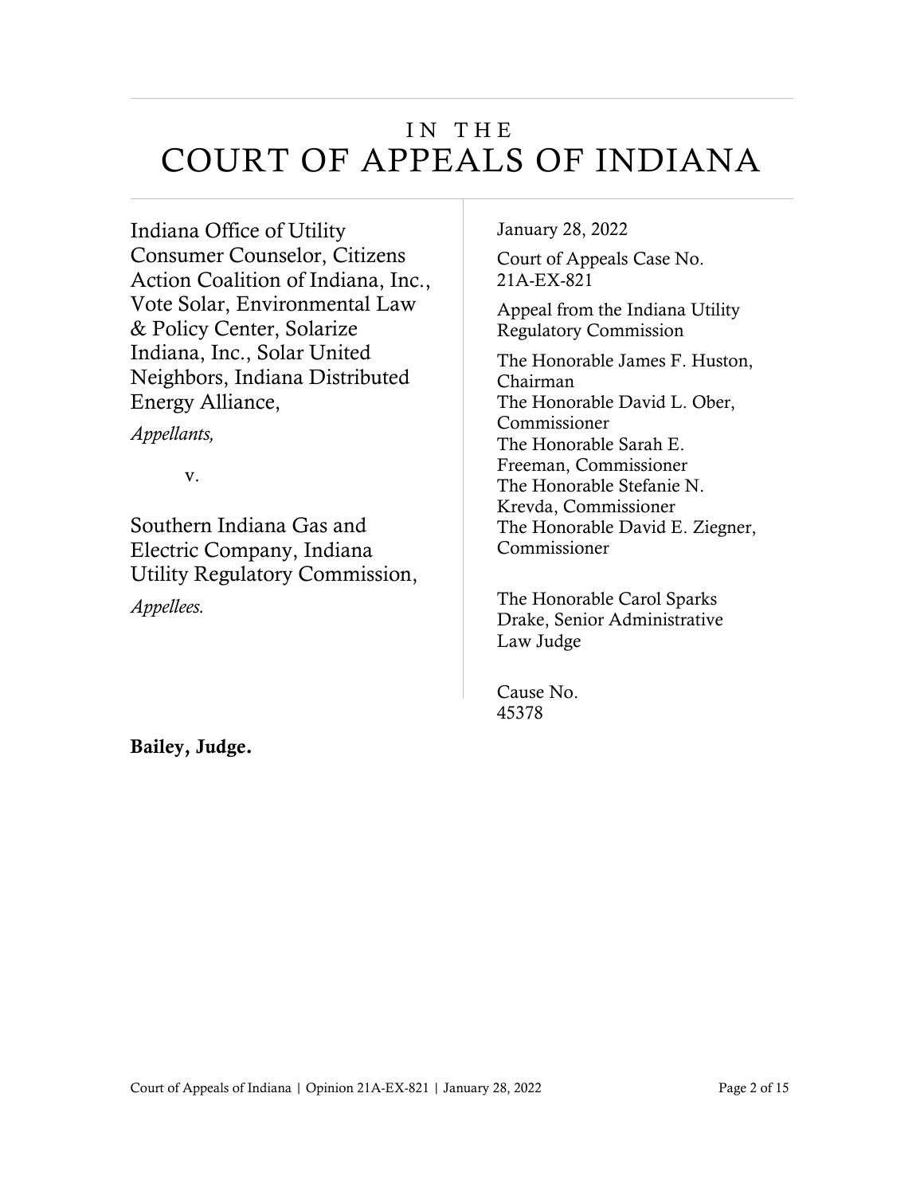# IN THE
# COURT OF APPEALS OF INDIANA

Indiana Office of Utility Consumer Counselor, Citizens Action Coalition of Indiana, Inc., Vote Solar, Environmental Law & Policy Center, Solarize Indiana, Inc., Solar United Neighbors, Indiana Distributed Energy Alliance,

*Appellants,*

v.

Southern Indiana Gas and Electric Company, Indiana Utility Regulatory Commission,

*Appellees.*

January 28, 2022

Court of Appeals Case No. 21A-EX-821

Appeal from the Indiana Utility Regulatory Commission

The Honorable James F. Huston, Chairman
The Honorable David L. Ober, Commissioner
The Honorable Sarah E. Freeman, Commissioner
The Honorable Stefanie N. Krevda, Commissioner
The Honorable David E. Ziegner, Commissioner

The Honorable Carol Sparks Drake, Senior Administrative Law Judge

Cause No. 45378

**Bailey, Judge.**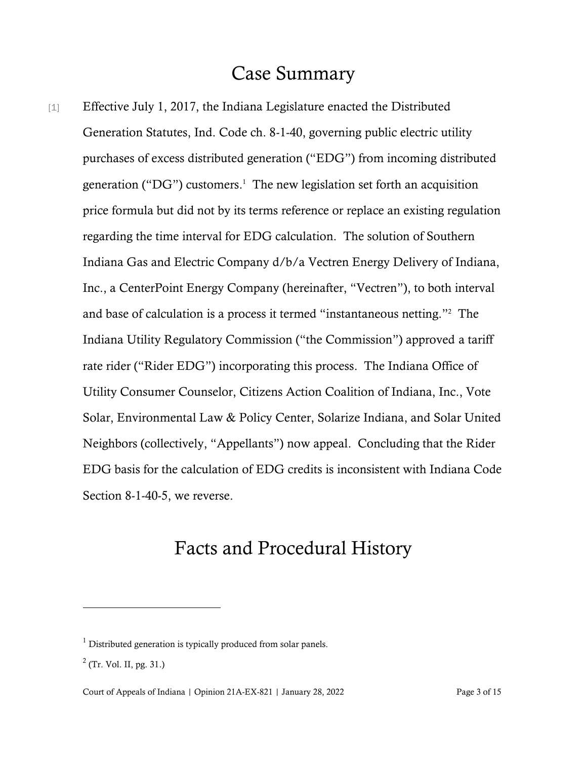# Case Summary

[1] Effective July 1, 2017, the Indiana Legislature enacted the Distributed Generation Statutes, Ind. Code ch. 8-1-40, governing public electric utility purchases of excess distributed generation ("EDG") from incoming distributed generation ("DG") customers.[1] The new legislation set forth an acquisition price formula but did not by its terms reference or replace an existing regulation regarding the time interval for EDG calculation. The solution of Southern Indiana Gas and Electric Company d/b/a Vectren Energy Delivery of Indiana, Inc., a CenterPoint Energy Company (hereinafter, "Vectren"), to both interval and base of calculation is a process it termed "instantaneous netting."[2] The Indiana Utility Regulatory Commission ("the Commission") approved a tariff rate rider ("Rider EDG") incorporating this process. The Indiana Office of Utility Consumer Counselor, Citizens Action Coalition of Indiana, Inc., Vote Solar, Environmental Law & Policy Center, Solarize Indiana, and Solar United Neighbors (collectively, "Appellants") now appeal. Concluding that the Rider EDG basis for the calculation of EDG credits is inconsistent with Indiana Code Section 8-1-40-5, we reverse.

# Facts and Procedural History

---

[1] Distributed generation is typically produced from solar panels.

[2] (Tr. Vol. II, pg. 31.)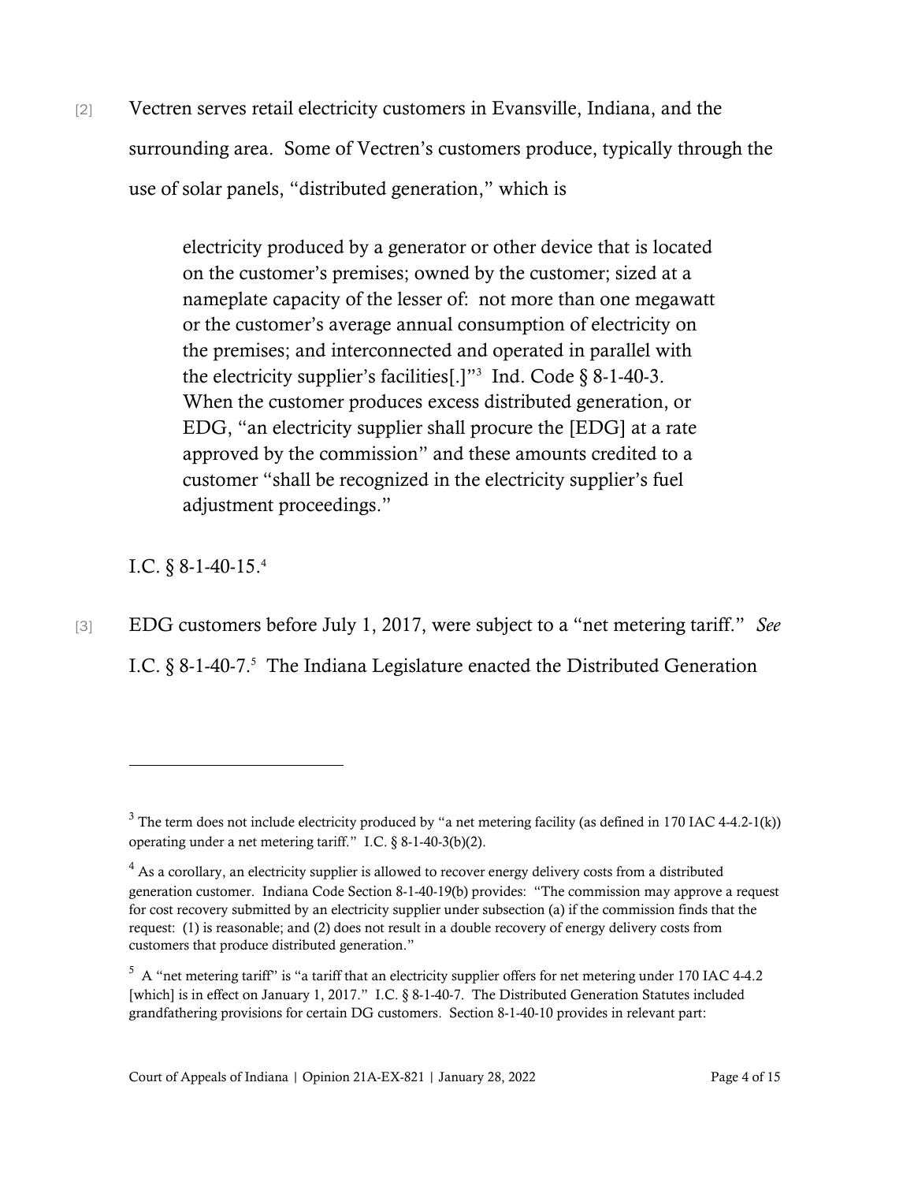[2] Vectren serves retail electricity customers in Evansville, Indiana, and the surrounding area. Some of Vectren's customers produce, typically through the use of solar panels, "distributed generation," which is

> electricity produced by a generator or other device that is located on the customer's premises; owned by the customer; sized at a nameplate capacity of the lesser of: not more than one megawatt or the customer's average annual consumption of electricity on the premises; and interconnected and operated in parallel with the electricity supplier's facilities[.]"[3] Ind. Code § 8-1-40-3. When the customer produces excess distributed generation, or EDG, "an electricity supplier shall procure the [EDG] at a rate approved by the commission" and these amounts credited to a customer "shall be recognized in the electricity supplier's fuel adjustment proceedings."

I.C. § 8-1-40-15.[4]

[3] EDG customers before July 1, 2017, were subject to a "net metering tariff." *See* I.C. § 8-1-40-7.[5] The Indiana Legislature enacted the Distributed Generation

---

[3] The term does not include electricity produced by "a net metering facility (as defined in 170 IAC 4-4.2-1(k)) operating under a net metering tariff." I.C. § 8-1-40-3(b)(2).

[4] As a corollary, an electricity supplier is allowed to recover energy delivery costs from a distributed generation customer. Indiana Code Section 8-1-40-19(b) provides: "The commission may approve a request for cost recovery submitted by an electricity supplier under subsection (a) if the commission finds that the request: (1) is reasonable; and (2) does not result in a double recovery of energy delivery costs from customers that produce distributed generation."

[5] A "net metering tariff" is "a tariff that an electricity supplier offers for net metering under 170 IAC 4-4.2 [which] is in effect on January 1, 2017." I.C. § 8-1-40-7. The Distributed Generation Statutes included grandfathering provisions for certain DG customers. Section 8-1-40-10 provides in relevant part: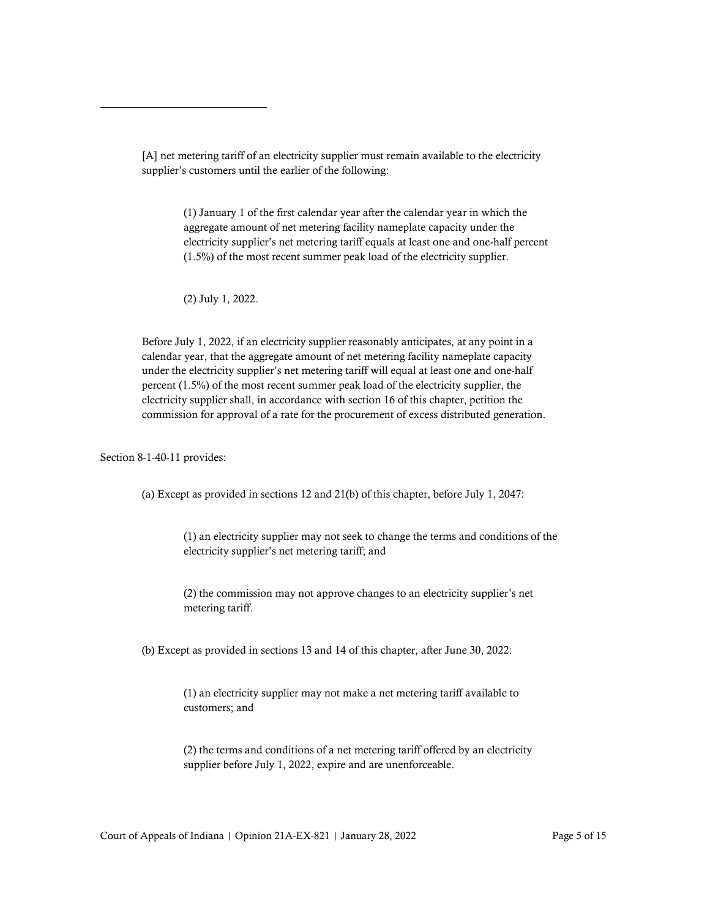> [A] net metering tariff of an electricity supplier must remain available to the electricity supplier's customers until the earlier of the following:
>
> > (1) January 1 of the first calendar year after the calendar year in which the aggregate amount of net metering facility nameplate capacity under the electricity supplier's net metering tariff equals at least one and one-half percent (1.5%) of the most recent summer peak load of the electricity supplier.
> >
> > (2) July 1, 2022.
>
> Before July 1, 2022, if an electricity supplier reasonably anticipates, at any point in a calendar year, that the aggregate amount of net metering facility nameplate capacity under the electricity supplier's net metering tariff will equal at least one and one-half percent (1.5%) of the most recent summer peak load of the electricity supplier, the electricity supplier shall, in accordance with section 16 of this chapter, petition the commission for approval of a rate for the procurement of excess distributed generation.

Section 8-1-40-11 provides:

> (a) Except as provided in sections 12 and 21(b) of this chapter, before July 1, 2047:
>
> > (1) an electricity supplier may not seek to change the terms and conditions of the electricity supplier's net metering tariff; and
> >
> > (2) the commission may not approve changes to an electricity supplier's net metering tariff.
>
> (b) Except as provided in sections 13 and 14 of this chapter, after June 30, 2022:
>
> > (1) an electricity supplier may not make a net metering tariff available to customers; and
> >
> > (2) the terms and conditions of a net metering tariff offered by an electricity supplier before July 1, 2022, expire and are unenforceable.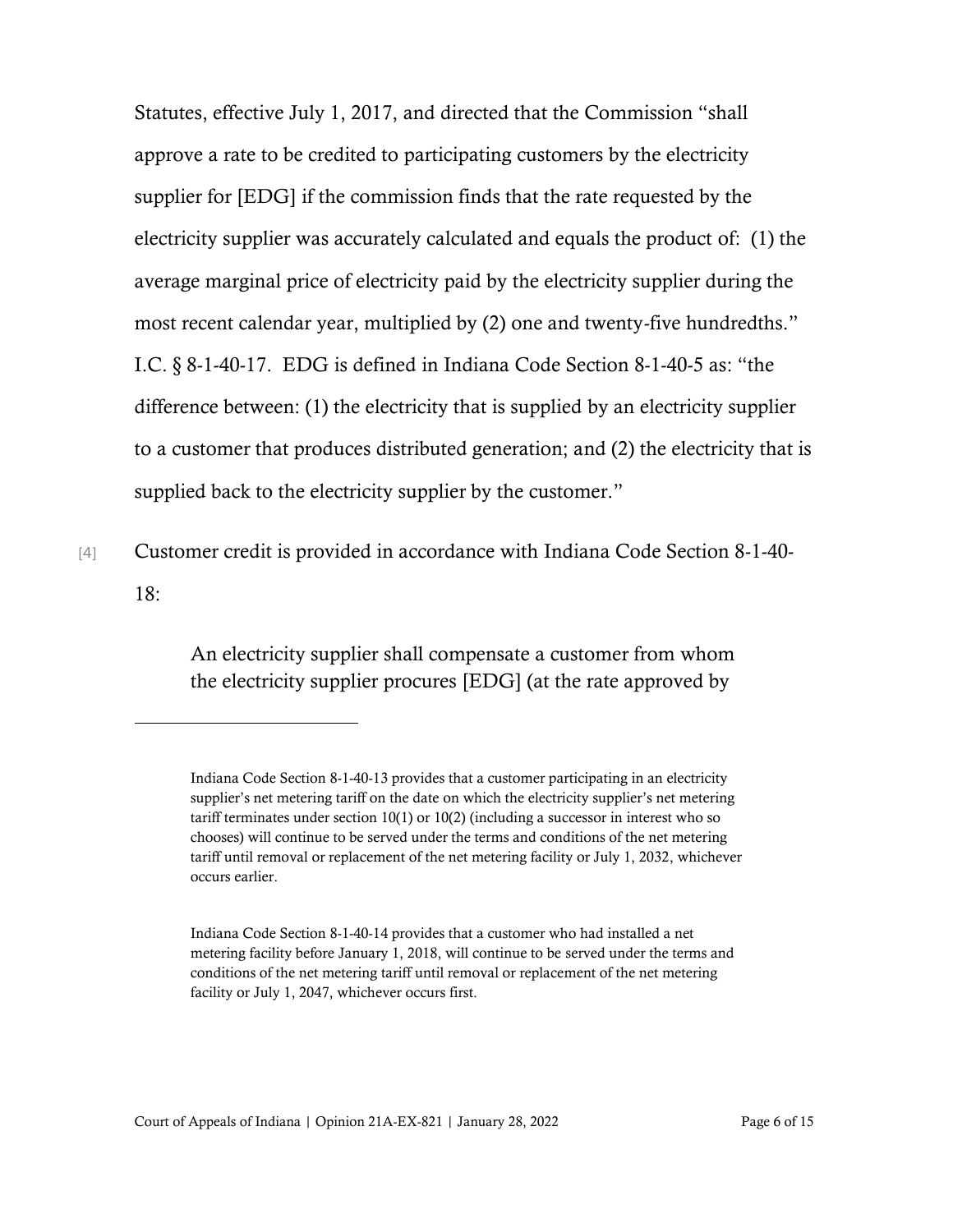Statutes, effective July 1, 2017, and directed that the Commission "shall approve a rate to be credited to participating customers by the electricity supplier for [EDG] if the commission finds that the rate requested by the electricity supplier was accurately calculated and equals the product of: (1) the average marginal price of electricity paid by the electricity supplier during the most recent calendar year, multiplied by (2) one and twenty-five hundredths." I.C. § 8-1-40-17. EDG is defined in Indiana Code Section 8-1-40-5 as: "the difference between: (1) the electricity that is supplied by an electricity supplier to a customer that produces distributed generation; and (2) the electricity that is supplied back to the electricity supplier by the customer."

[4] Customer credit is provided in accordance with Indiana Code Section 8-1-40-18:

> An electricity supplier shall compensate a customer from whom the electricity supplier procures [EDG] (at the rate approved by

---

Indiana Code Section 8-1-40-13 provides that a customer participating in an electricity supplier's net metering tariff on the date on which the electricity supplier's net metering tariff terminates under section 10(1) or 10(2) (including a successor in interest who so chooses) will continue to be served under the terms and conditions of the net metering tariff until removal or replacement of the net metering facility or July 1, 2032, whichever occurs earlier.

Indiana Code Section 8-1-40-14 provides that a customer who had installed a net metering facility before January 1, 2018, will continue to be served under the terms and conditions of the net metering tariff until removal or replacement of the net metering facility or July 1, 2047, whichever occurs first.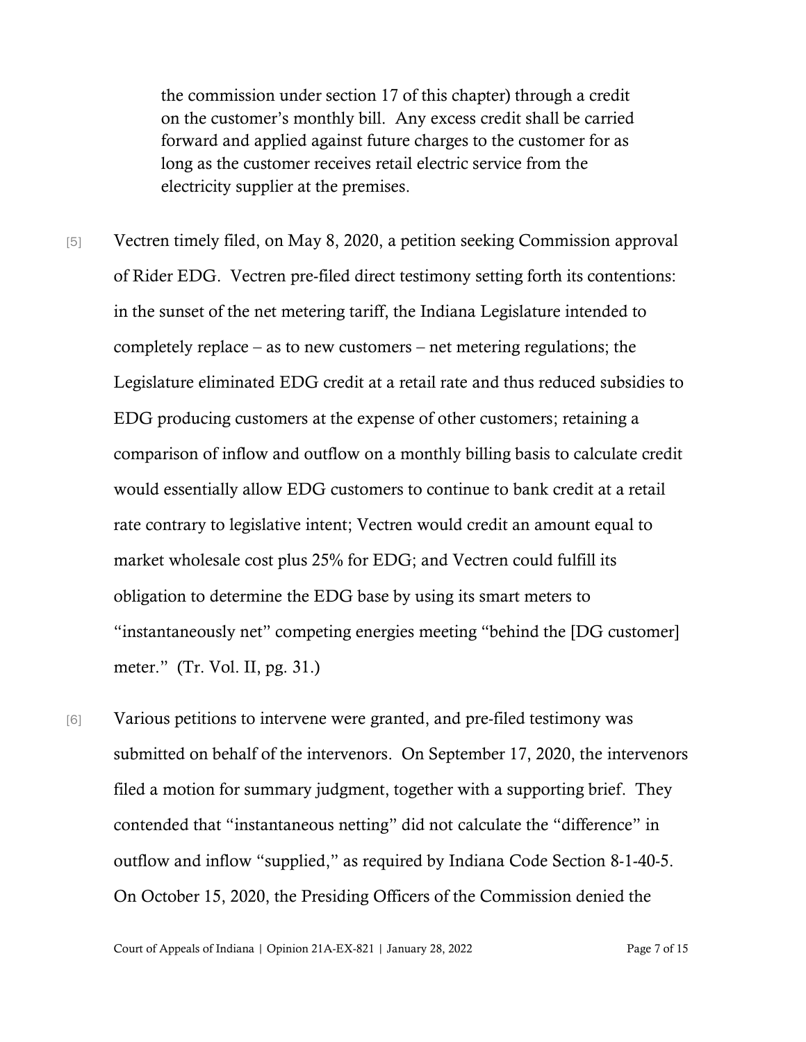> the commission under section 17 of this chapter) through a credit on the customer's monthly bill. Any excess credit shall be carried forward and applied against future charges to the customer for as long as the customer receives retail electric service from the electricity supplier at the premises.

[5] Vectren timely filed, on May 8, 2020, a petition seeking Commission approval of Rider EDG. Vectren pre-filed direct testimony setting forth its contentions: in the sunset of the net metering tariff, the Indiana Legislature intended to completely replace – as to new customers – net metering regulations; the Legislature eliminated EDG credit at a retail rate and thus reduced subsidies to EDG producing customers at the expense of other customers; retaining a comparison of inflow and outflow on a monthly billing basis to calculate credit would essentially allow EDG customers to continue to bank credit at a retail rate contrary to legislative intent; Vectren would credit an amount equal to market wholesale cost plus 25% for EDG; and Vectren could fulfill its obligation to determine the EDG base by using its smart meters to "instantaneously net" competing energies meeting "behind the [DG customer] meter." (Tr. Vol. II, pg. 31.)

[6] Various petitions to intervene were granted, and pre-filed testimony was submitted on behalf of the intervenors. On September 17, 2020, the intervenors filed a motion for summary judgment, together with a supporting brief. They contended that "instantaneous netting" did not calculate the "difference" in outflow and inflow "supplied," as required by Indiana Code Section 8-1-40-5. On October 15, 2020, the Presiding Officers of the Commission denied the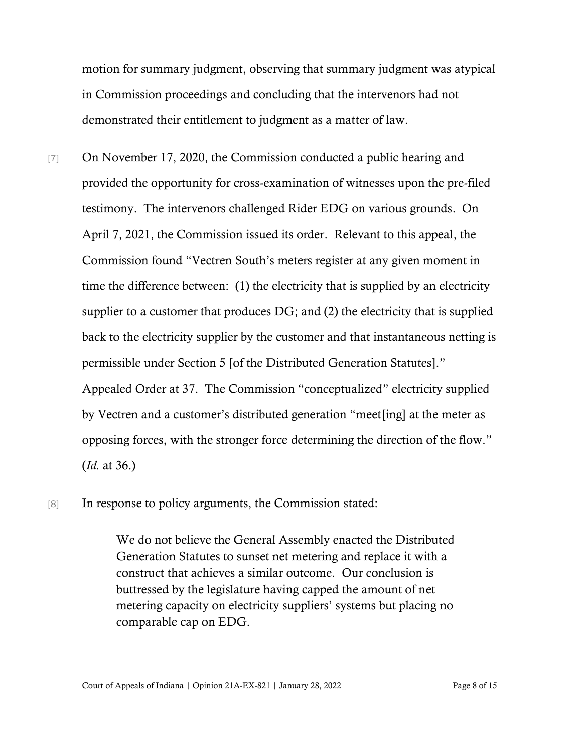motion for summary judgment, observing that summary judgment was atypical in Commission proceedings and concluding that the intervenors had not demonstrated their entitlement to judgment as a matter of law.

[7] On November 17, 2020, the Commission conducted a public hearing and provided the opportunity for cross-examination of witnesses upon the pre-filed testimony. The intervenors challenged Rider EDG on various grounds. On April 7, 2021, the Commission issued its order. Relevant to this appeal, the Commission found "Vectren South's meters register at any given moment in time the difference between: (1) the electricity that is supplied by an electricity supplier to a customer that produces DG; and (2) the electricity that is supplied back to the electricity supplier by the customer and that instantaneous netting is permissible under Section 5 [of the Distributed Generation Statutes]." Appealed Order at 37. The Commission "conceptualized" electricity supplied by Vectren and a customer's distributed generation "meet[ing] at the meter as opposing forces, with the stronger force determining the direction of the flow." (*Id.* at 36.)

[8] In response to policy arguments, the Commission stated:

> We do not believe the General Assembly enacted the Distributed Generation Statutes to sunset net metering and replace it with a construct that achieves a similar outcome. Our conclusion is buttressed by the legislature having capped the amount of net metering capacity on electricity suppliers' systems but placing no comparable cap on EDG.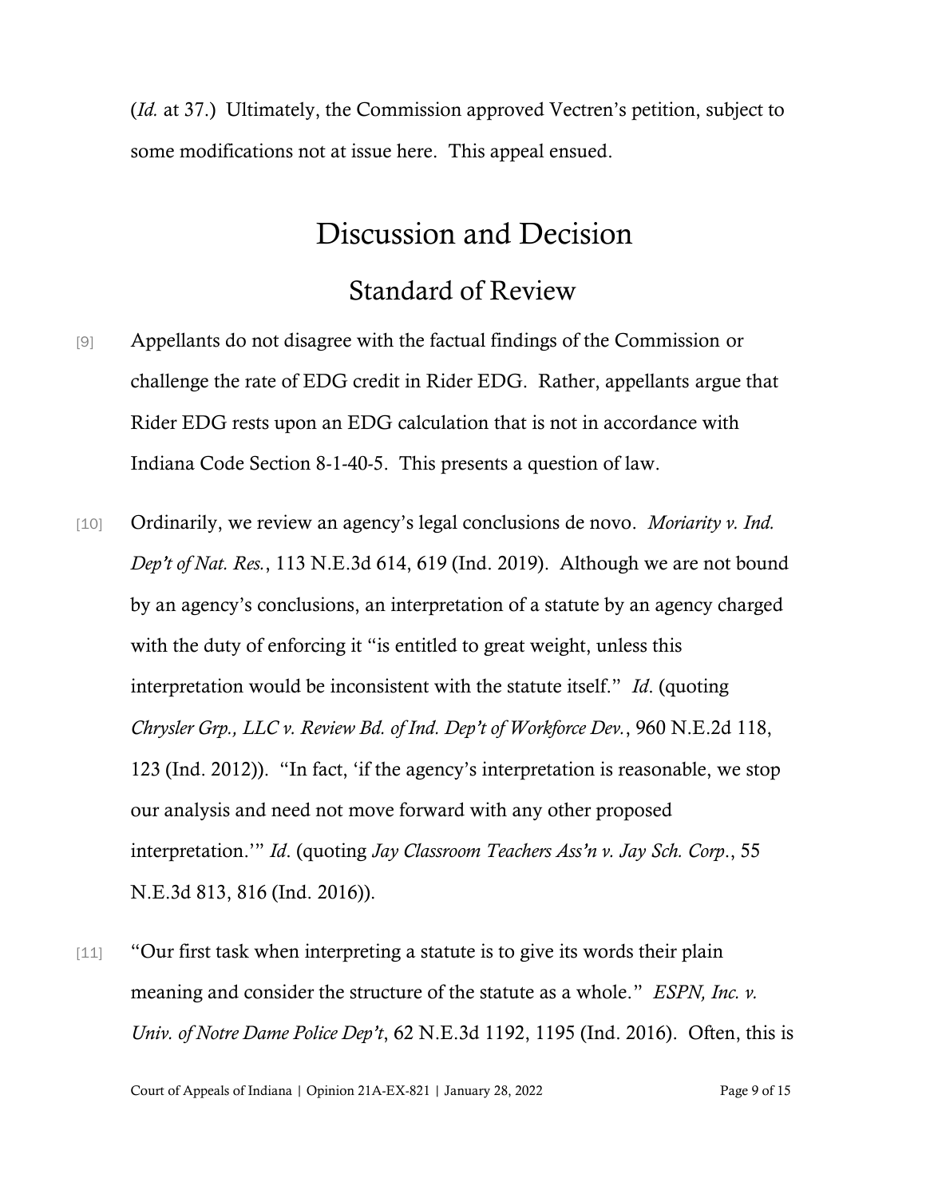(*Id.* at 37.) Ultimately, the Commission approved Vectren's petition, subject to some modifications not at issue here. This appeal ensued.

# Discussion and Decision

## Standard of Review

[9] Appellants do not disagree with the factual findings of the Commission or challenge the rate of EDG credit in Rider EDG. Rather, appellants argue that Rider EDG rests upon an EDG calculation that is not in accordance with Indiana Code Section 8-1-40-5. This presents a question of law.

[10] Ordinarily, we review an agency's legal conclusions de novo. *Moriarity v. Ind. Dep't of Nat. Res.*, 113 N.E.3d 614, 619 (Ind. 2019). Although we are not bound by an agency's conclusions, an interpretation of a statute by an agency charged with the duty of enforcing it "is entitled to great weight, unless this interpretation would be inconsistent with the statute itself." *Id*. (quoting *Chrysler Grp., LLC v. Review Bd. of Ind. Dep't of Workforce Dev.*, 960 N.E.2d 118, 123 (Ind. 2012)). "In fact, 'if the agency's interpretation is reasonable, we stop our analysis and need not move forward with any other proposed interpretation.'" *Id*. (quoting *Jay Classroom Teachers Ass'n v. Jay Sch. Corp*., 55 N.E.3d 813, 816 (Ind. 2016)).

[11] "Our first task when interpreting a statute is to give its words their plain meaning and consider the structure of the statute as a whole." *ESPN, Inc. v. Univ. of Notre Dame Police Dep't*, 62 N.E.3d 1192, 1195 (Ind. 2016). Often, this is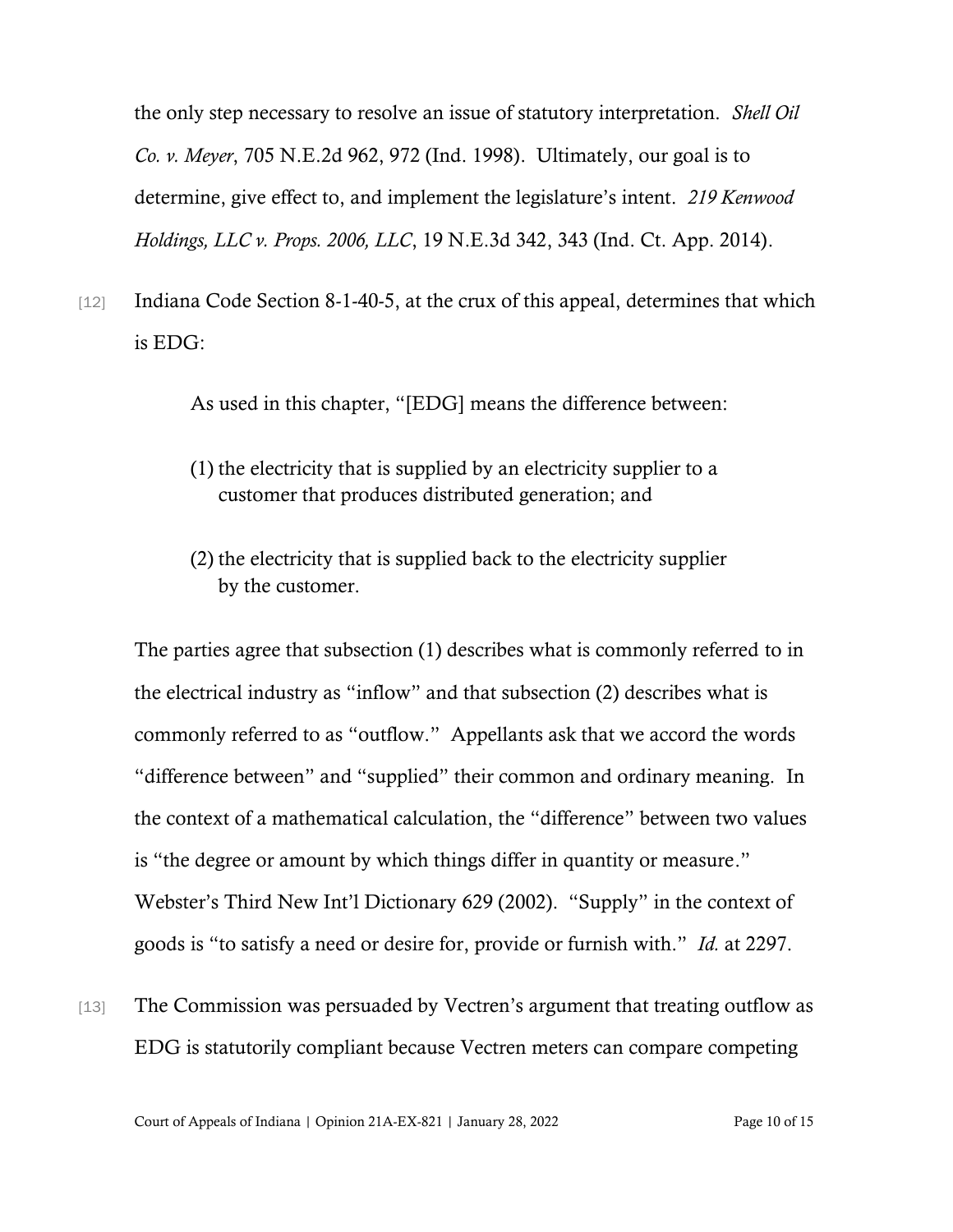the only step necessary to resolve an issue of statutory interpretation. *Shell Oil Co. v. Meyer*, 705 N.E.2d 962, 972 (Ind. 1998). Ultimately, our goal is to determine, give effect to, and implement the legislature's intent. *219 Kenwood Holdings, LLC v. Props. 2006, LLC*, 19 N.E.3d 342, 343 (Ind. Ct. App. 2014).

[12] Indiana Code Section 8-1-40-5, at the crux of this appeal, determines that which is EDG:

> As used in this chapter, "[EDG] means the difference between:
>
> (1) the electricity that is supplied by an electricity supplier to a customer that produces distributed generation; and
>
> (2) the electricity that is supplied back to the electricity supplier by the customer.

The parties agree that subsection (1) describes what is commonly referred to in the electrical industry as "inflow" and that subsection (2) describes what is commonly referred to as "outflow." Appellants ask that we accord the words "difference between" and "supplied" their common and ordinary meaning. In the context of a mathematical calculation, the "difference" between two values is "the degree or amount by which things differ in quantity or measure." Webster's Third New Int'l Dictionary 629 (2002). "Supply" in the context of goods is "to satisfy a need or desire for, provide or furnish with." *Id.* at 2297.

[13] The Commission was persuaded by Vectren's argument that treating outflow as EDG is statutorily compliant because Vectren meters can compare competing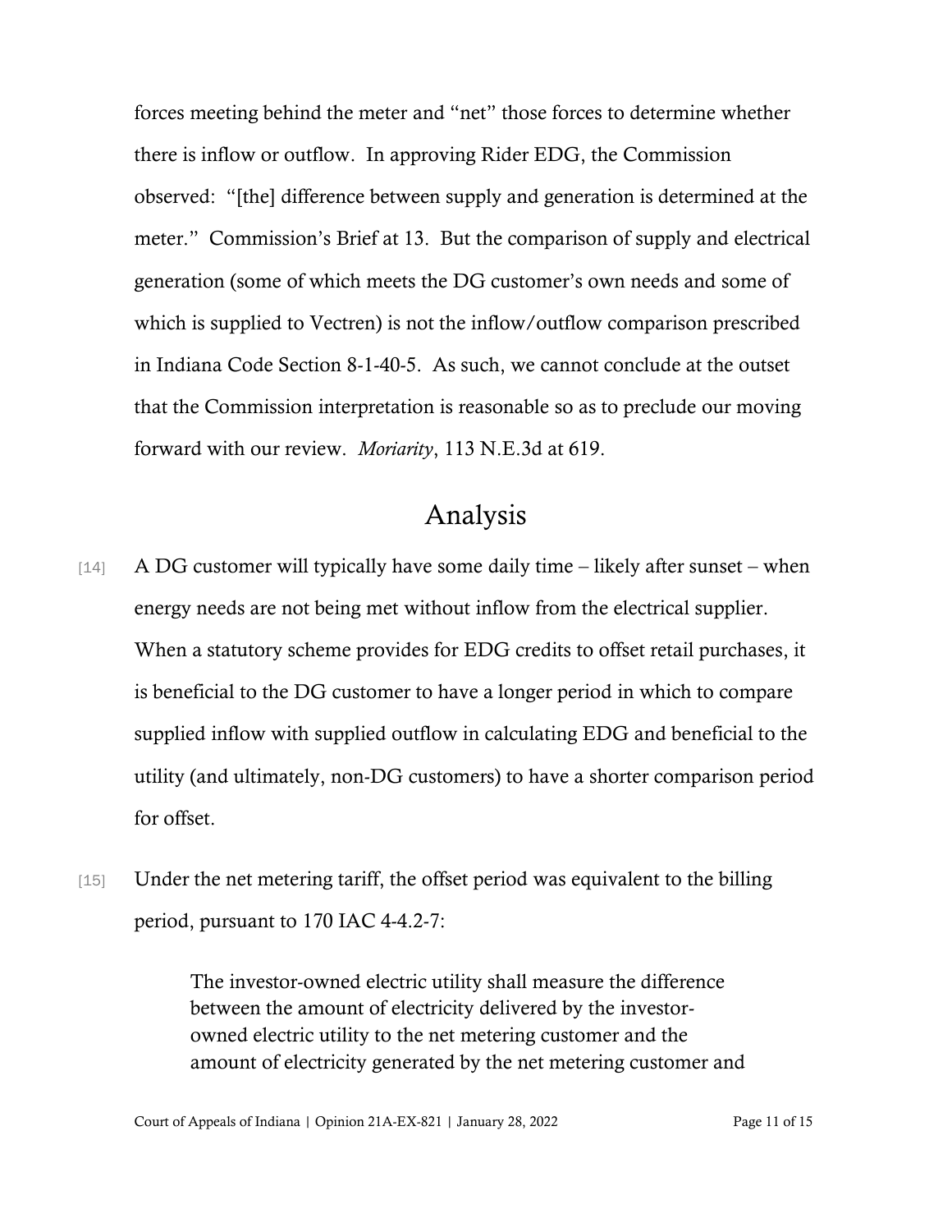forces meeting behind the meter and "net" those forces to determine whether there is inflow or outflow. In approving Rider EDG, the Commission observed: "[the] difference between supply and generation is determined at the meter." Commission's Brief at 13. But the comparison of supply and electrical generation (some of which meets the DG customer's own needs and some of which is supplied to Vectren) is not the inflow/outflow comparison prescribed in Indiana Code Section 8-1-40-5. As such, we cannot conclude at the outset that the Commission interpretation is reasonable so as to preclude our moving forward with our review. *Moriarity*, 113 N.E.3d at 619.

## Analysis

[14] A DG customer will typically have some daily time – likely after sunset – when energy needs are not being met without inflow from the electrical supplier. When a statutory scheme provides for EDG credits to offset retail purchases, it is beneficial to the DG customer to have a longer period in which to compare supplied inflow with supplied outflow in calculating EDG and beneficial to the utility (and ultimately, non-DG customers) to have a shorter comparison period for offset.

[15] Under the net metering tariff, the offset period was equivalent to the billing period, pursuant to 170 IAC 4-4.2-7:

> The investor-owned electric utility shall measure the difference between the amount of electricity delivered by the investor-owned electric utility to the net metering customer and the amount of electricity generated by the net metering customer and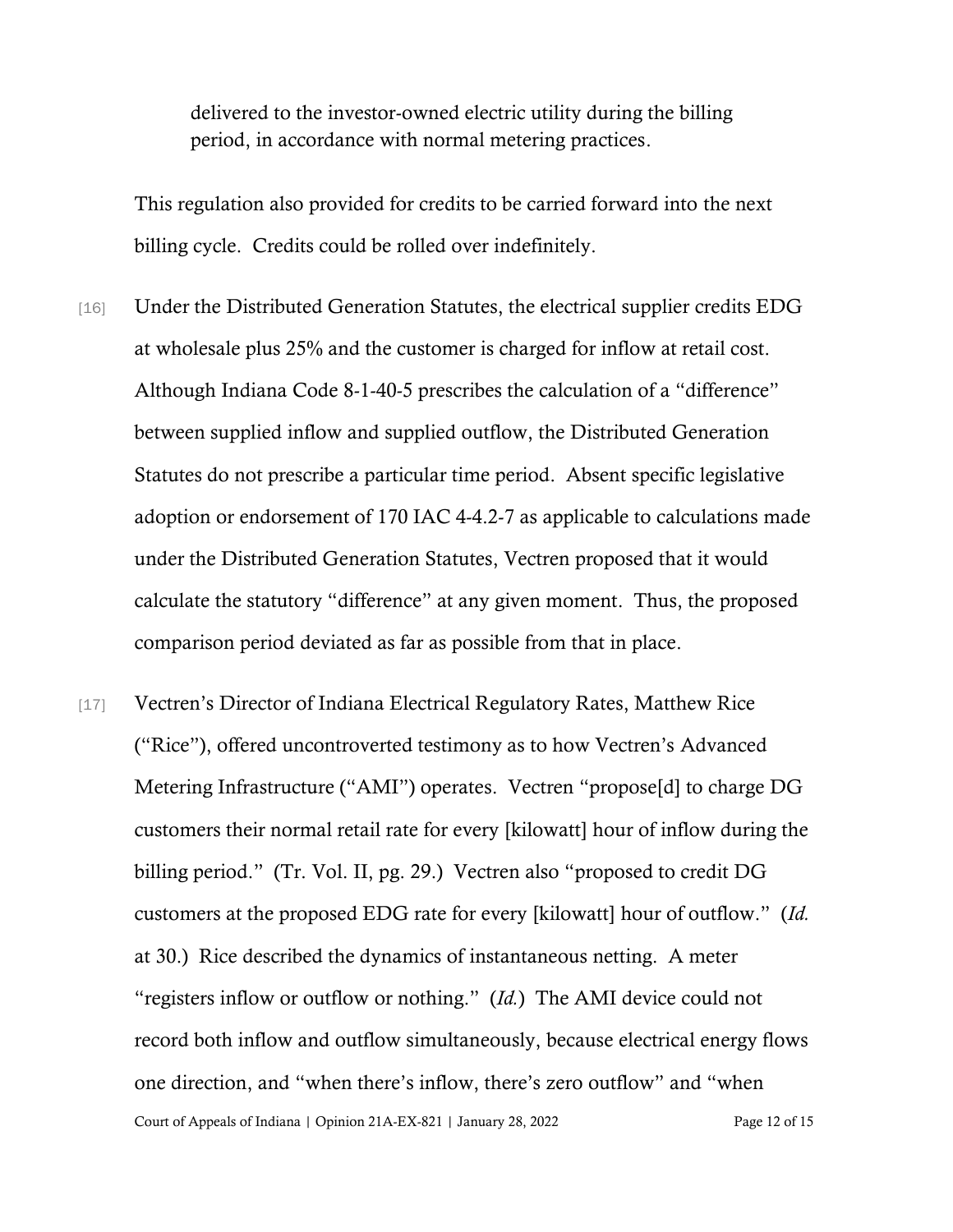> delivered to the investor-owned electric utility during the billing period, in accordance with normal metering practices.

This regulation also provided for credits to be carried forward into the next billing cycle. Credits could be rolled over indefinitely.

[16] Under the Distributed Generation Statutes, the electrical supplier credits EDG at wholesale plus 25% and the customer is charged for inflow at retail cost. Although Indiana Code 8-1-40-5 prescribes the calculation of a "difference" between supplied inflow and supplied outflow, the Distributed Generation Statutes do not prescribe a particular time period. Absent specific legislative adoption or endorsement of 170 IAC 4-4.2-7 as applicable to calculations made under the Distributed Generation Statutes, Vectren proposed that it would calculate the statutory "difference" at any given moment. Thus, the proposed comparison period deviated as far as possible from that in place.

[17] Vectren's Director of Indiana Electrical Regulatory Rates, Matthew Rice ("Rice"), offered uncontroverted testimony as to how Vectren's Advanced Metering Infrastructure ("AMI") operates. Vectren "propose[d] to charge DG customers their normal retail rate for every [kilowatt] hour of inflow during the billing period." (Tr. Vol. II, pg. 29.) Vectren also "proposed to credit DG customers at the proposed EDG rate for every [kilowatt] hour of outflow." (*Id.* at 30.) Rice described the dynamics of instantaneous netting. A meter "registers inflow or outflow or nothing." (*Id.*) The AMI device could not record both inflow and outflow simultaneously, because electrical energy flows one direction, and "when there's inflow, there's zero outflow" and "when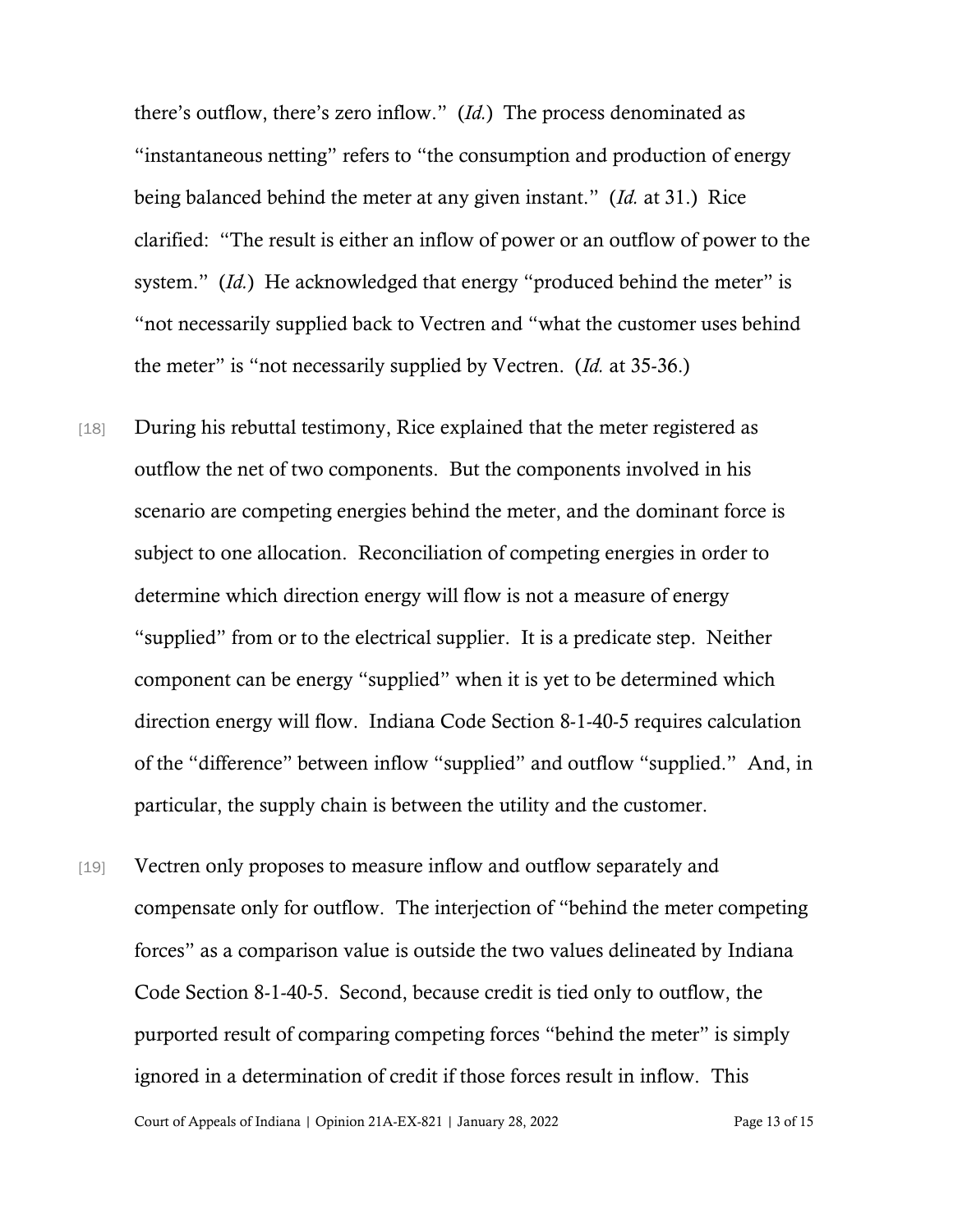there's outflow, there's zero inflow." (*Id.*) The process denominated as "instantaneous netting" refers to "the consumption and production of energy being balanced behind the meter at any given instant." (*Id.* at 31.) Rice clarified: "The result is either an inflow of power or an outflow of power to the system." (*Id.*) He acknowledged that energy "produced behind the meter" is "not necessarily supplied back to Vectren and "what the customer uses behind the meter" is "not necessarily supplied by Vectren. (*Id.* at 35-36.)

[18] During his rebuttal testimony, Rice explained that the meter registered as outflow the net of two components. But the components involved in his scenario are competing energies behind the meter, and the dominant force is subject to one allocation. Reconciliation of competing energies in order to determine which direction energy will flow is not a measure of energy "supplied" from or to the electrical supplier. It is a predicate step. Neither component can be energy "supplied" when it is yet to be determined which direction energy will flow. Indiana Code Section 8-1-40-5 requires calculation of the "difference" between inflow "supplied" and outflow "supplied." And, in particular, the supply chain is between the utility and the customer.

[19] Vectren only proposes to measure inflow and outflow separately and compensate only for outflow. The interjection of "behind the meter competing forces" as a comparison value is outside the two values delineated by Indiana Code Section 8-1-40-5. Second, because credit is tied only to outflow, the purported result of comparing competing forces "behind the meter" is simply ignored in a determination of credit if those forces result in inflow. This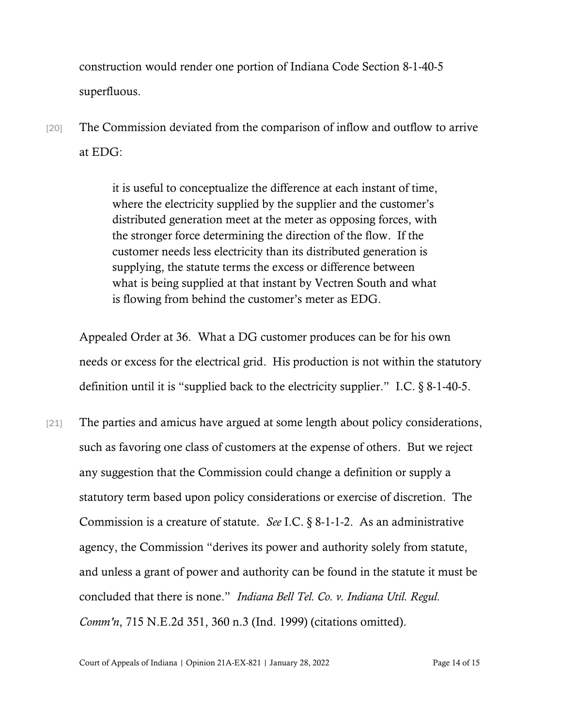construction would render one portion of Indiana Code Section 8-1-40-5 superfluous.

[20] The Commission deviated from the comparison of inflow and outflow to arrive at EDG:

> it is useful to conceptualize the difference at each instant of time, where the electricity supplied by the supplier and the customer's distributed generation meet at the meter as opposing forces, with the stronger force determining the direction of the flow. If the customer needs less electricity than its distributed generation is supplying, the statute terms the excess or difference between what is being supplied at that instant by Vectren South and what is flowing from behind the customer's meter as EDG.

Appealed Order at 36. What a DG customer produces can be for his own needs or excess for the electrical grid. His production is not within the statutory definition until it is "supplied back to the electricity supplier." I.C. § 8-1-40-5.

[21] The parties and amicus have argued at some length about policy considerations, such as favoring one class of customers at the expense of others. But we reject any suggestion that the Commission could change a definition or supply a statutory term based upon policy considerations or exercise of discretion. The Commission is a creature of statute. *See* I.C. § 8-1-1-2. As an administrative agency, the Commission "derives its power and authority solely from statute, and unless a grant of power and authority can be found in the statute it must be concluded that there is none." *Indiana Bell Tel. Co. v. Indiana Util. Regul. Comm'n*, 715 N.E.2d 351, 360 n.3 (Ind. 1999) (citations omitted).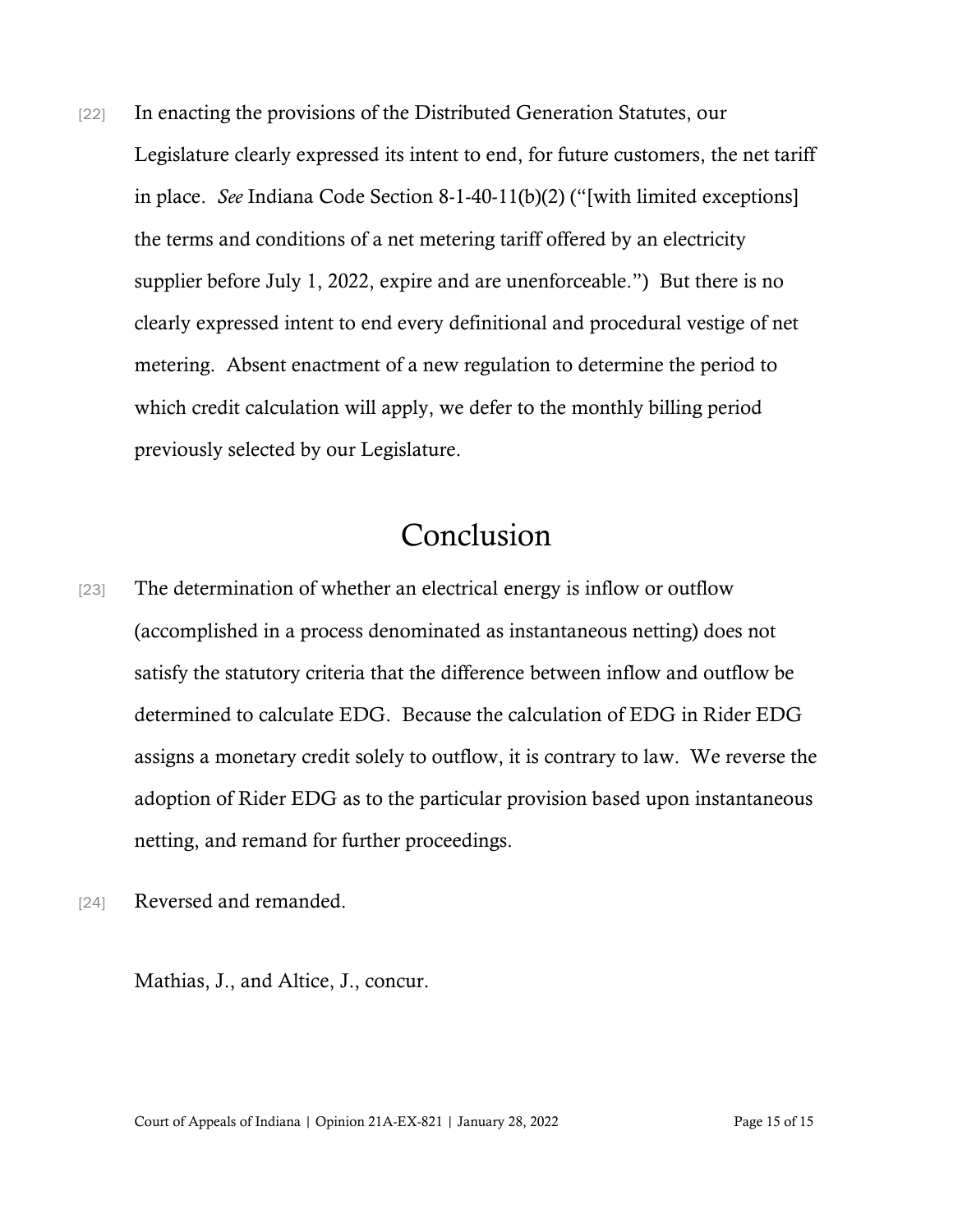[22] In enacting the provisions of the Distributed Generation Statutes, our Legislature clearly expressed its intent to end, for future customers, the net tariff in place. *See* Indiana Code Section 8-1-40-11(b)(2) ("[with limited exceptions] the terms and conditions of a net metering tariff offered by an electricity supplier before July 1, 2022, expire and are unenforceable.") But there is no clearly expressed intent to end every definitional and procedural vestige of net metering. Absent enactment of a new regulation to determine the period to which credit calculation will apply, we defer to the monthly billing period previously selected by our Legislature.

# Conclusion

[23] The determination of whether an electrical energy is inflow or outflow (accomplished in a process denominated as instantaneous netting) does not satisfy the statutory criteria that the difference between inflow and outflow be determined to calculate EDG. Because the calculation of EDG in Rider EDG assigns a monetary credit solely to outflow, it is contrary to law. We reverse the adoption of Rider EDG as to the particular provision based upon instantaneous netting, and remand for further proceedings.

[24] Reversed and remanded.

Mathias, J., and Altice, J., concur.